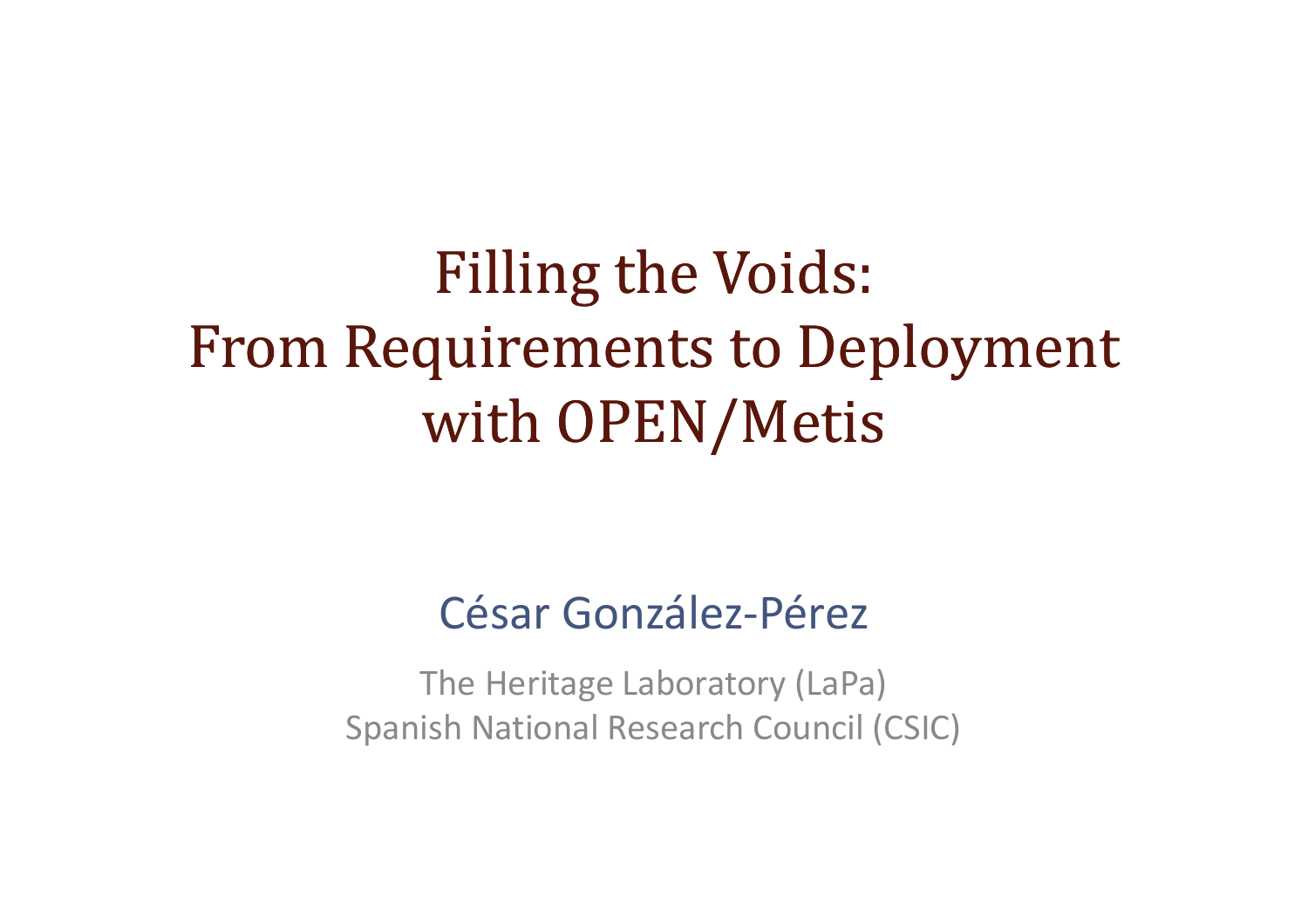# Filling the Voids: From Requirements to Deployment with OPEN/Metis

César González-Pérez

The Heritage Laboratory (LaPa)
Spanish National Research Council (CSIC)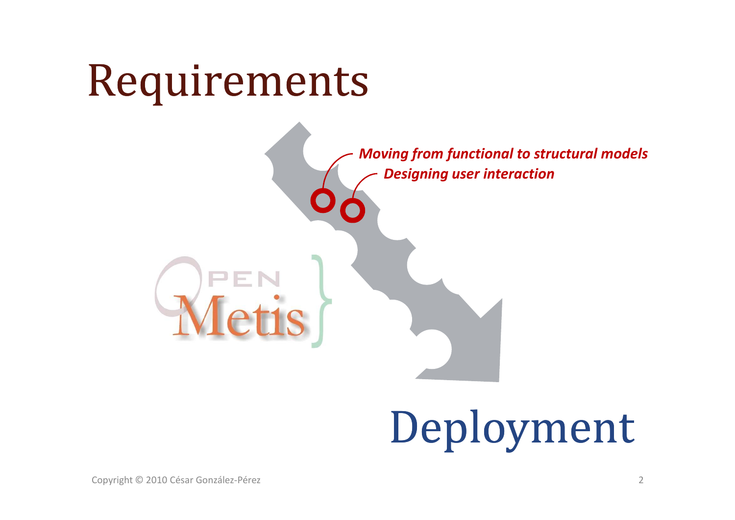# Requirements

*Moving from functional to structural models*

*Designing user interaction*

OPEN Metis

# Deployment

Copyright © 2010 César González-Pérez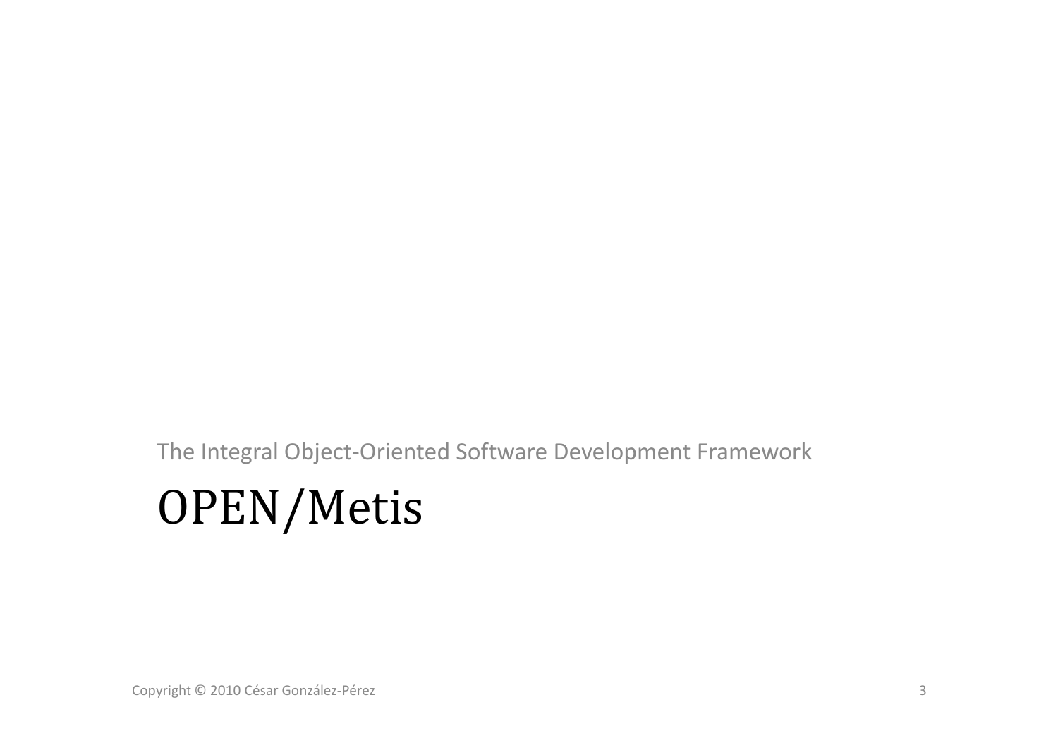The Integral Object-Oriented Software Development Framework

# OPEN/Metis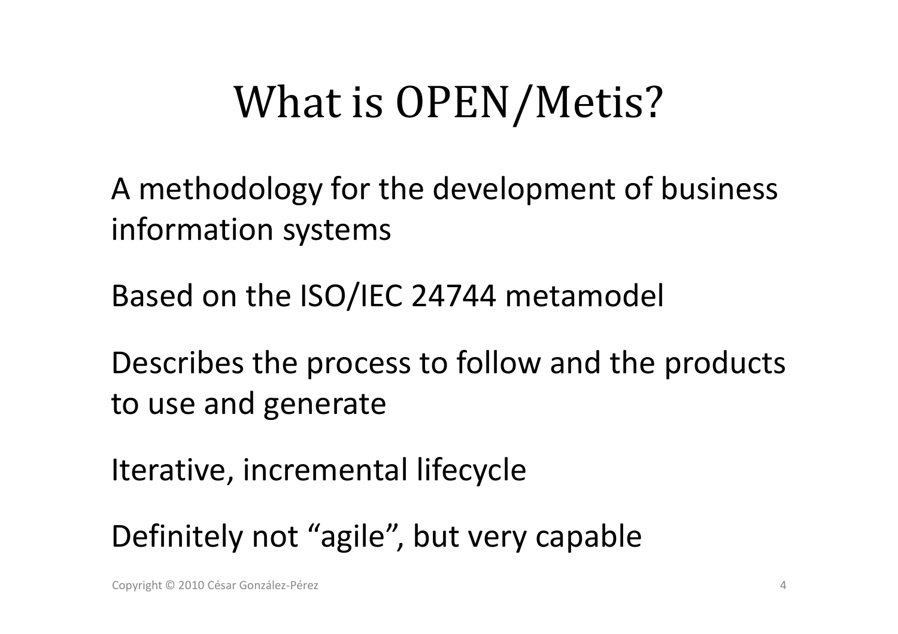# What is OPEN/Metis?

A methodology for the development of business information systems

Based on the ISO/IEC 24744 metamodel

Describes the process to follow and the products to use and generate

Iterative, incremental lifecycle

Definitely not "agile", but very capable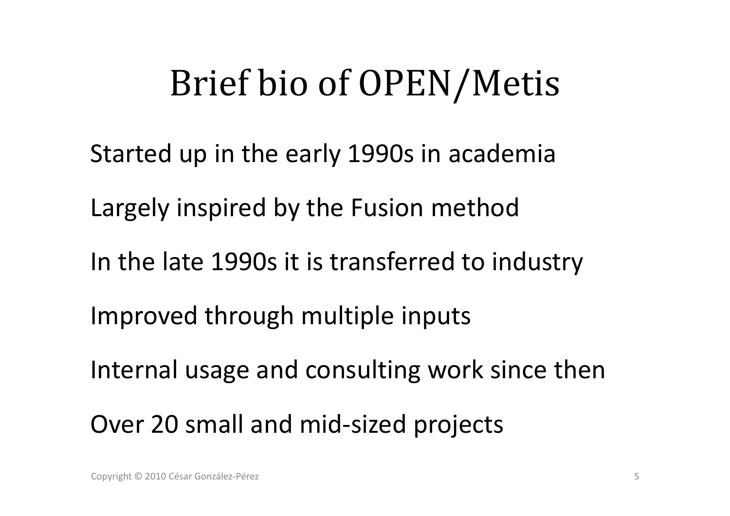# Brief bio of OPEN/Metis

Started up in the early 1990s in academia

Largely inspired by the Fusion method

In the late 1990s it is transferred to industry

Improved through multiple inputs

Internal usage and consulting work since then

Over 20 small and mid-sized projects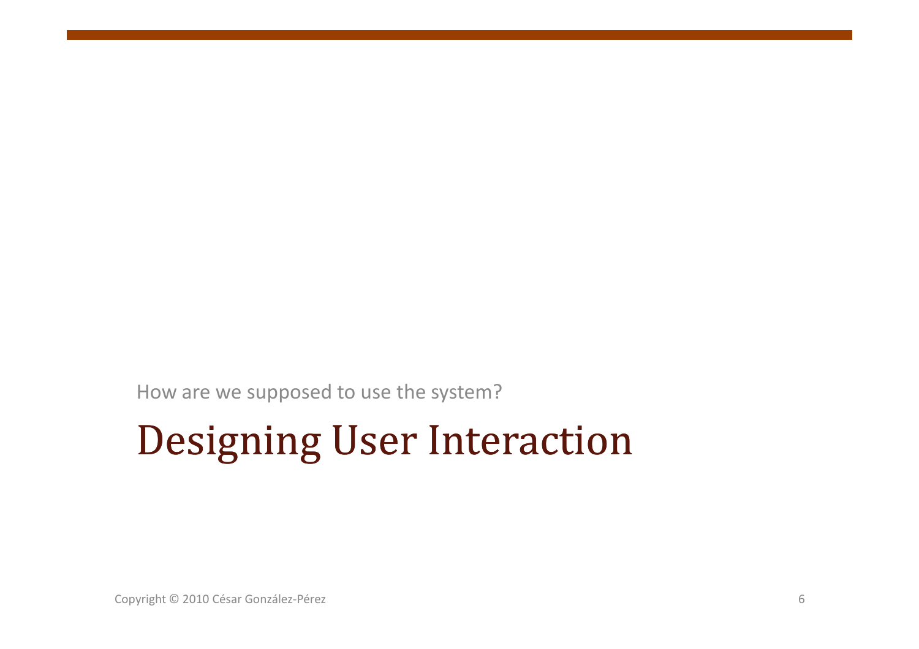How are we supposed to use the system?

# Designing User Interaction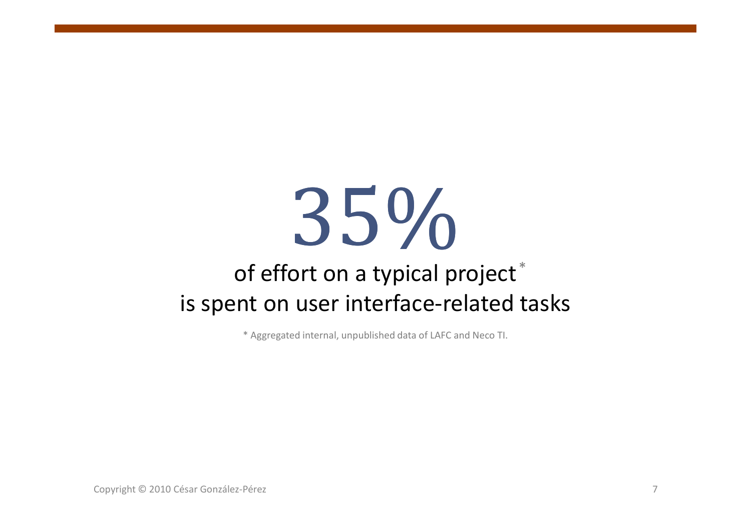# 35%

of effort on a typical project*
is spent on user interface-related tasks

* Aggregated internal, unpublished data of LAFC and Neco TI.

Copyright © 2010 César González-Pérez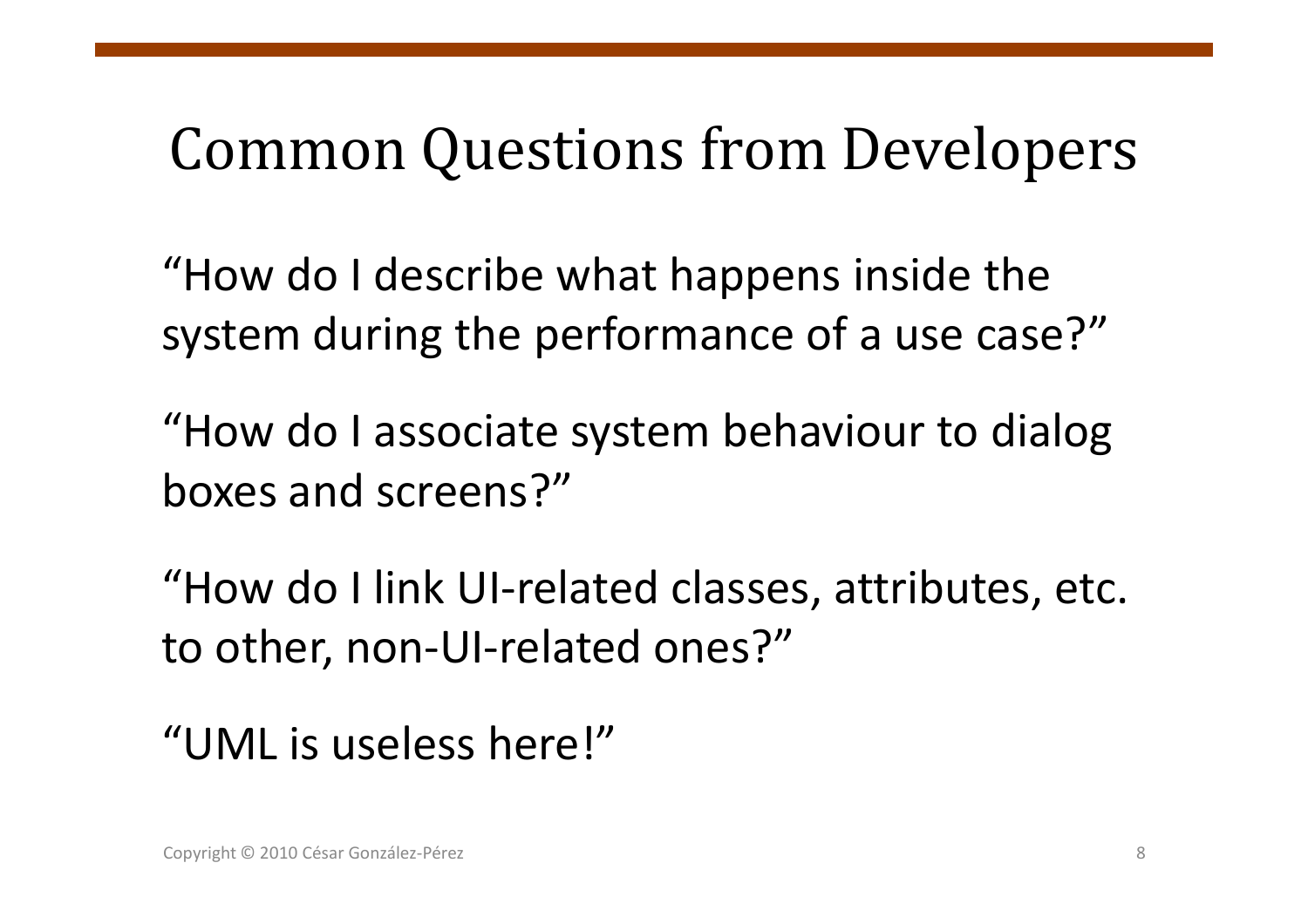# Common Questions from Developers

"How do I describe what happens inside the system during the performance of a use case?"

"How do I associate system behaviour to dialog boxes and screens?"

"How do I link UI-related classes, attributes, etc. to other, non-UI-related ones?"

"UML is useless here!"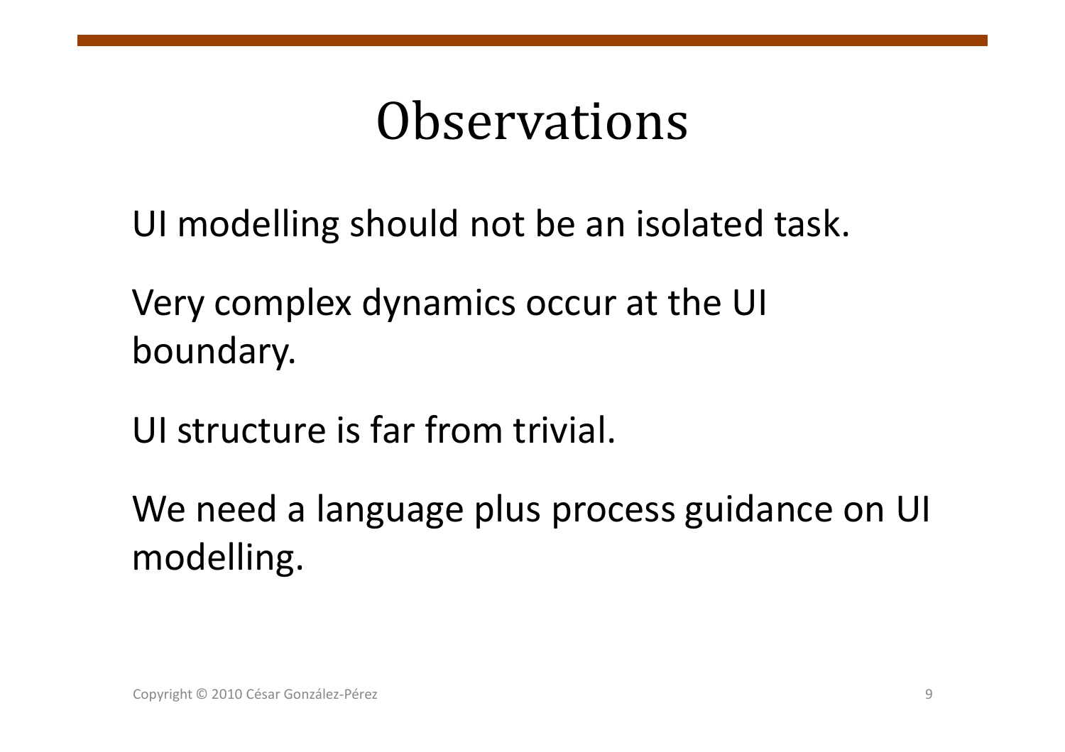# Observations

UI modelling should not be an isolated task.

Very complex dynamics occur at the UI boundary.

UI structure is far from trivial.

We need a language plus process guidance on UI modelling.

Copyright © 2010 César González-Pérez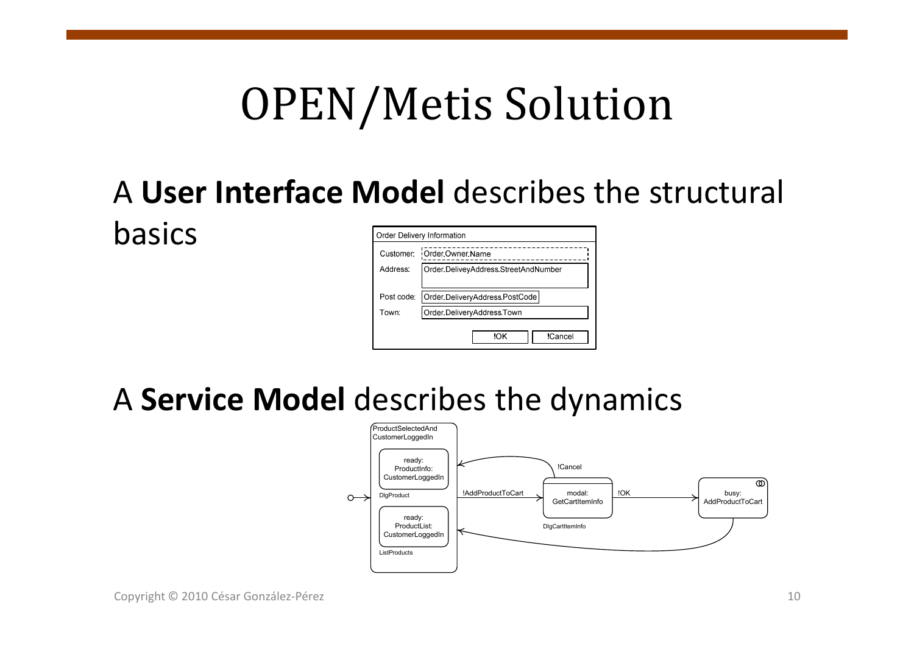# OPEN/Metis Solution

A **User Interface Model** describes the structural basics

Order Delivery Information

Customer: Order.Owner.Name

Address: Order.DeliveyAddress.StreetAndNumber

Post code: Order.DeliveryAddress.PostCode

Town: Order.DeliveryAddress.Town

!OK !Cancel

A **Service Model** describes the dynamics

ProductSelectedAnd CustomerLoggedIn

ready: ProductInfo: CustomerLoggedIn

DlgProduct

ready: ProductList: CustomerLoggedIn

ListProducts

!AddProductToCart

!Cancel

modal: GetCartItemInfo

DlgCartItemInfo

!OK

busy: AddProductToCart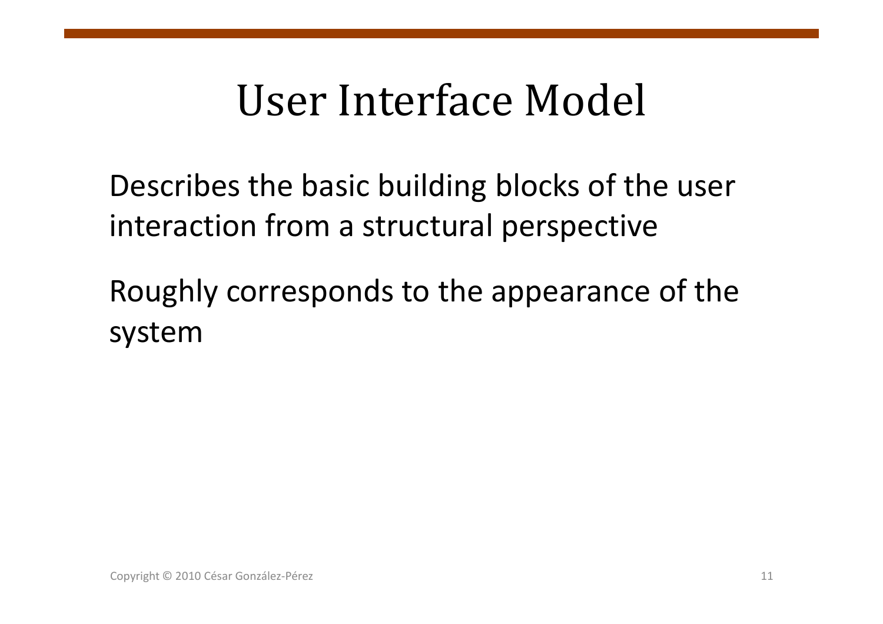# User Interface Model

Describes the basic building blocks of the user interaction from a structural perspective

Roughly corresponds to the appearance of the system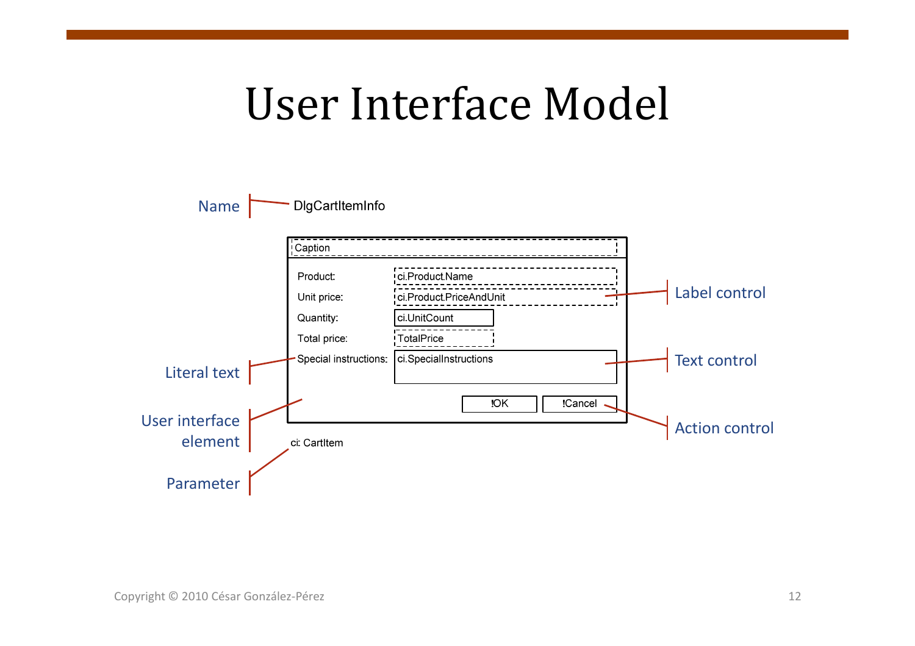# User Interface Model

Name — DlgCartItemInfo

| Caption | |
|---|---|
| Product: | ci.Product.Name |
| Unit price: | ci.Product.PriceAndUnit |
| Quantity: | ci.UnitCount |
| Total price: | TotalPrice |
| Special instructions: | ci.SpecialInstructions |
| | !OK  !Cancel |

ci: CartItem

- Label control
- Text control
- Action control
- Literal text
- User interface element
- Parameter

Copyright © 2010 César González-Pérez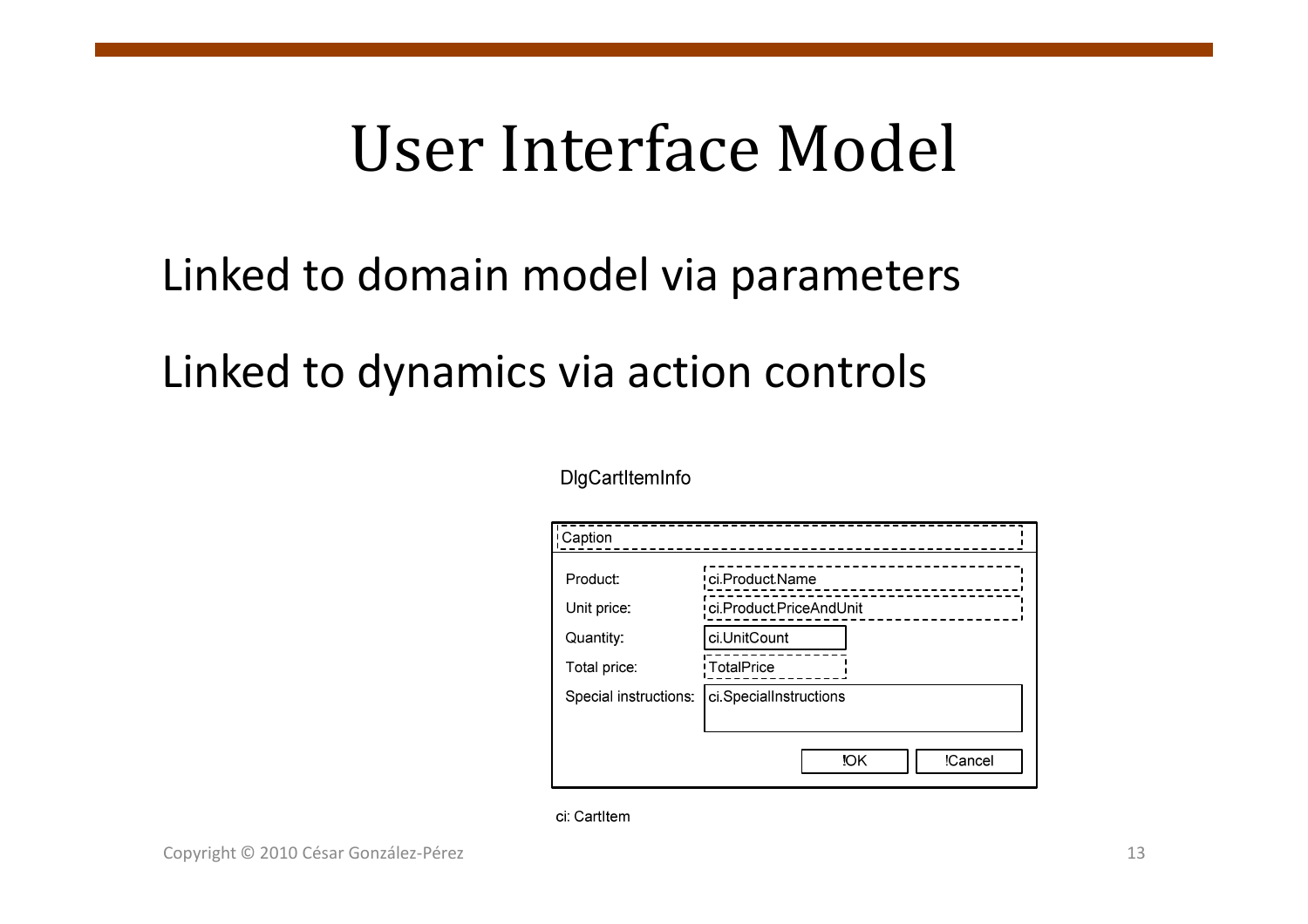# User Interface Model

Linked to domain model via parameters

Linked to dynamics via action controls

DlgCartItemInfo

| | |
|---|---|
| Caption | |
| Product: | ci.Product.Name |
| Unit price: | ci.Product.PriceAndUnit |
| Quantity: | ci.UnitCount |
| Total price: | TotalPrice |
| Special instructions: | ci.SpecialInstructions |
| | !OK !Cancel |

ci: CartItem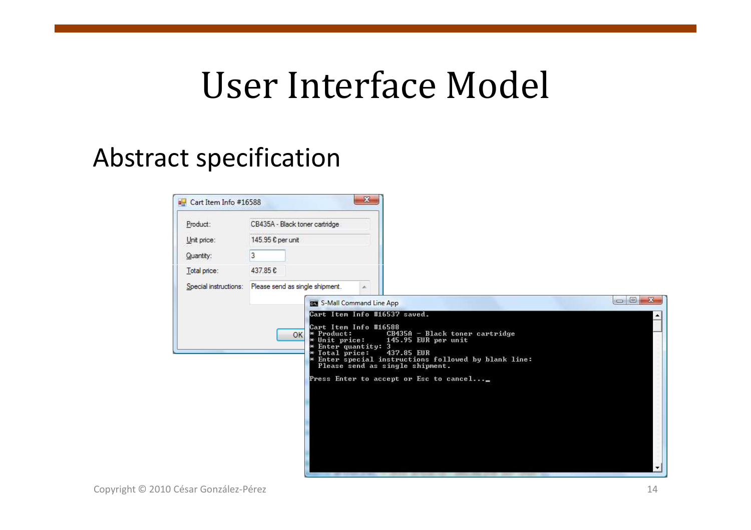# User Interface Model

## Abstract specification

Cart Item Info #16588

Product: CB435A - Black toner cartridge

Unit price: 145.95 € per unit

Quantity: 3

Total price: 437.85 €

Special instructions: Please send as single shipment.

OK

S-Mall Command Line App

```
Cart Item Info #16537 saved.

Cart Item Info #16588
* Product:        CB435A - Black toner cartridge
* Unit price:     145.95 EUR per unit
* Enter quantity: 3
* Total price:    437.85 EUR
* Enter special instructions followed by blank line:
  Please send as single shipment.

Press Enter to accept or Esc to cancel..._
```

Copyright © 2010 César González-Pérez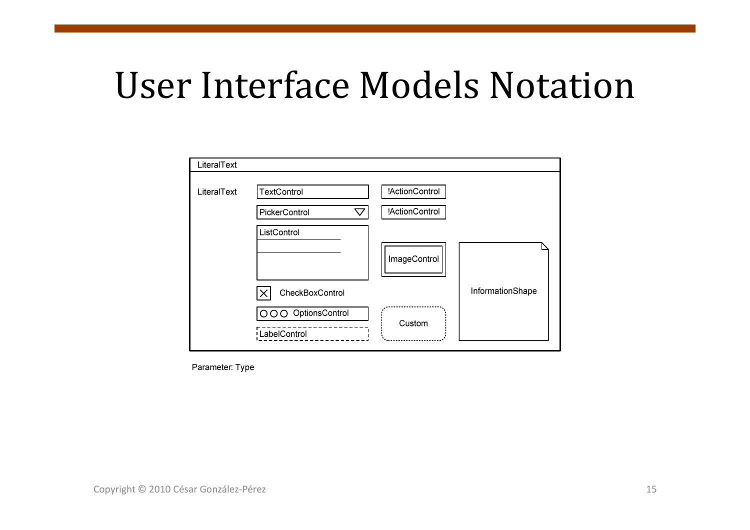# User Interface Models Notation

LiteralText

LiteralText

TextControl

PickerControl

ListControl

CheckBoxControl

OptionsControl

LabelControl

!ActionControl

!ActionControl

ImageControl

Custom

InformationShape

Parameter: Type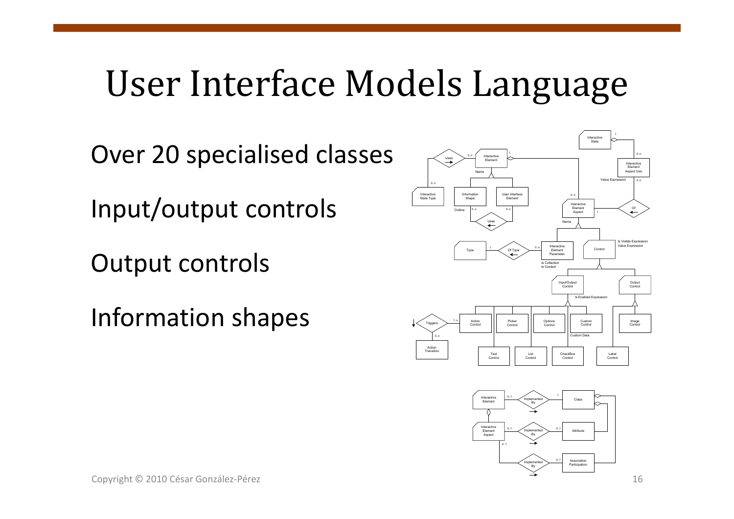# User Interface Models Language

Over 20 specialised classes

Input/output controls

Output controls

Information shapes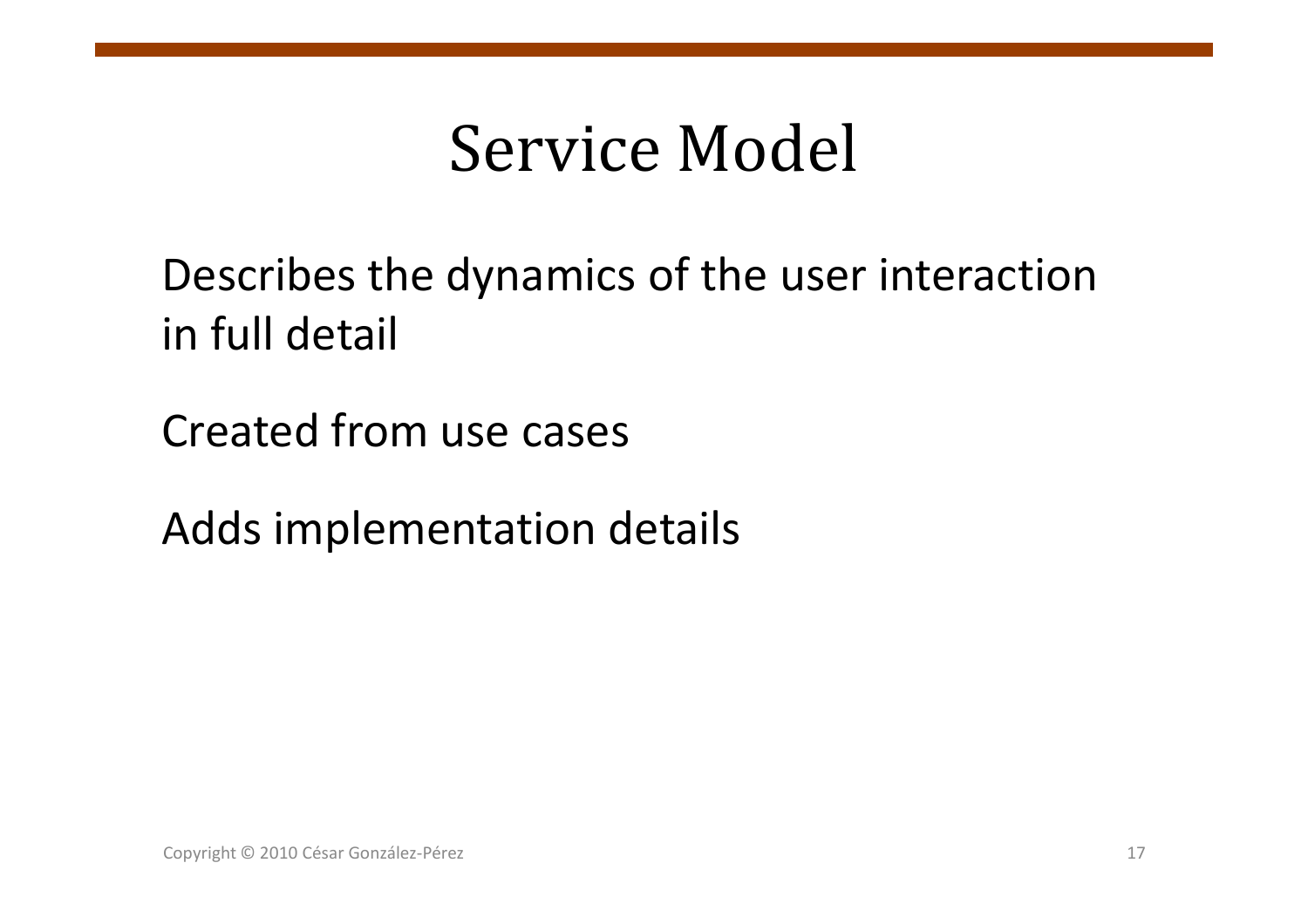# Service Model

Describes the dynamics of the user interaction in full detail

Created from use cases

Adds implementation details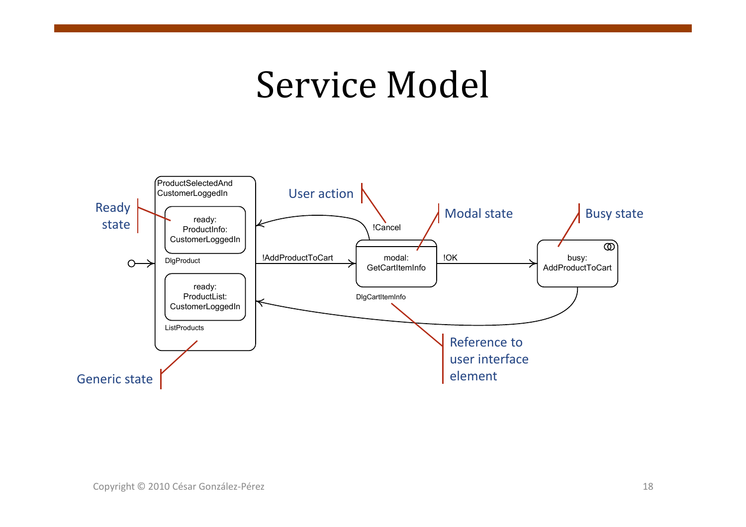# Service Model

Ready state

User action

Modal state

Busy state

Generic state

Reference to user interface element

ProductSelectedAnd CustomerLoggedIn

ready: ProductInfo: CustomerLoggedIn

DlgProduct

ready: ProductList: CustomerLoggedIn

ListProducts

!Cancel

!AddProductToCart

modal: GetCartItemInfo

DlgCartItemInfo

!OK

busy: AddProductToCart

Copyright © 2010 César González-Pérez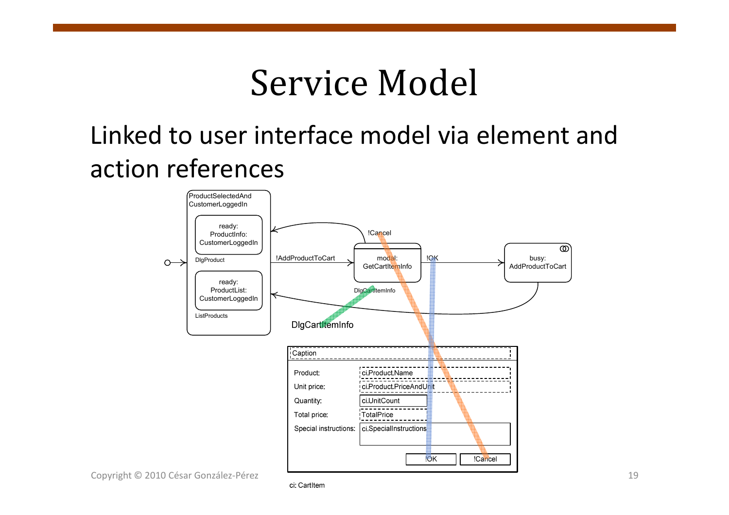# Service Model

Linked to user interface model via element and action references

ProductSelectedAnd CustomerLoggedIn

ready: ProductInfo: CustomerLoggedIn

DlgProduct

ready: ProductList: CustomerLoggedIn

ListProducts

!AddProductToCart

!Cancel

modal: GetCartItemInfo

DlgCartItemInfo

!OK

busy: AddProductToCart

DlgCartItemInfo

| Caption | |
|---|---|
| Product: | ci.Product.Name |
| Unit price: | ci.Product.PriceAndUnit |
| Quantity: | ci.UnitCount |
| Total price: | TotalPrice |
| Special instructions: | ci.SpecialInstructions |
| !OK | !Cancel |

ci: CartItem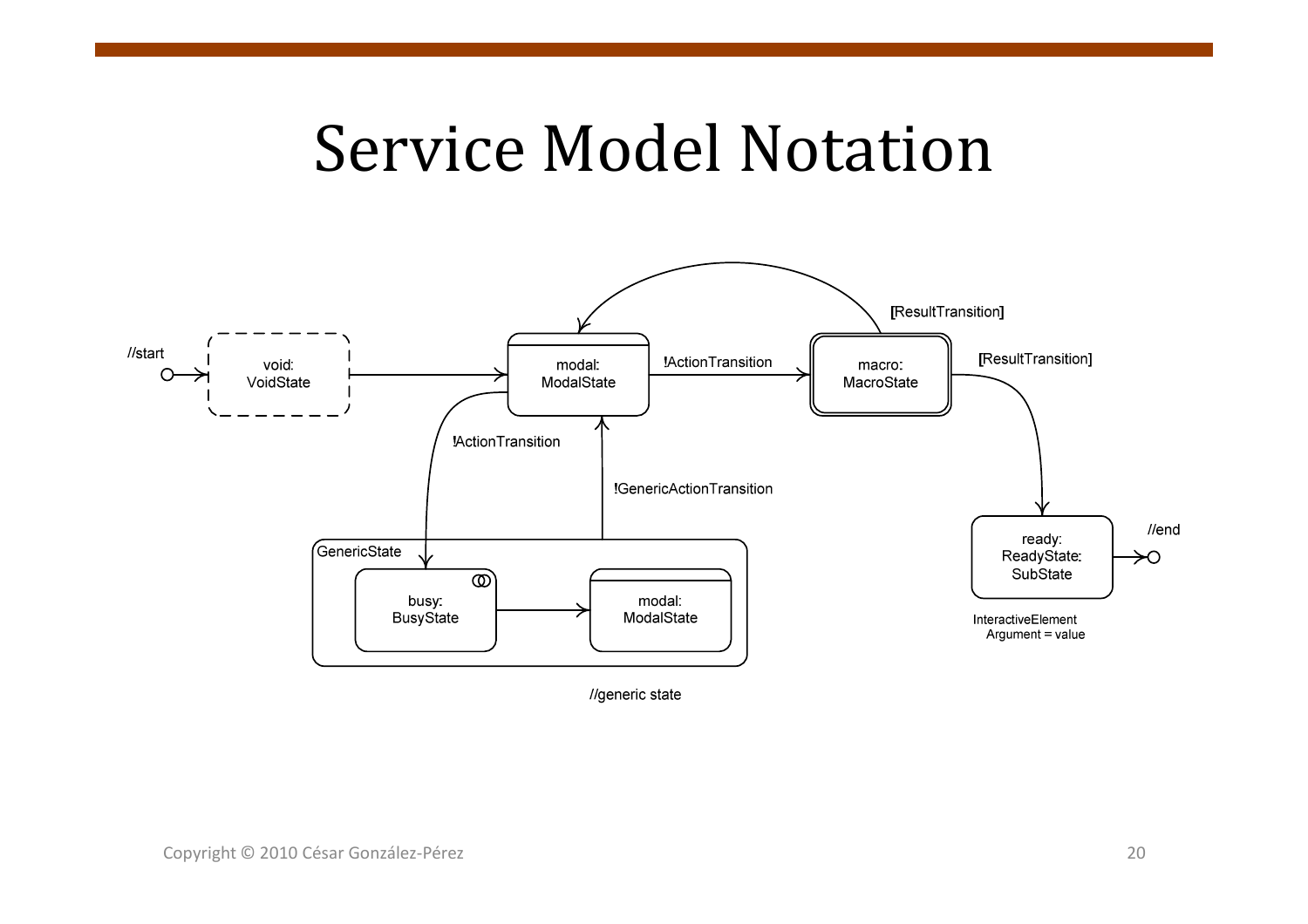# Service Model Notation

//start

void: VoidState

modal: ModalState

!ActionTransition

macro: MacroState

[ResultTransition]

[ResultTransition]

!ActionTransition

!GenericActionTransition

GenericState

busy: BusyState

modal: ModalState

//generic state

ready: ReadyState: SubState

//end

InteractiveElement
Argument = value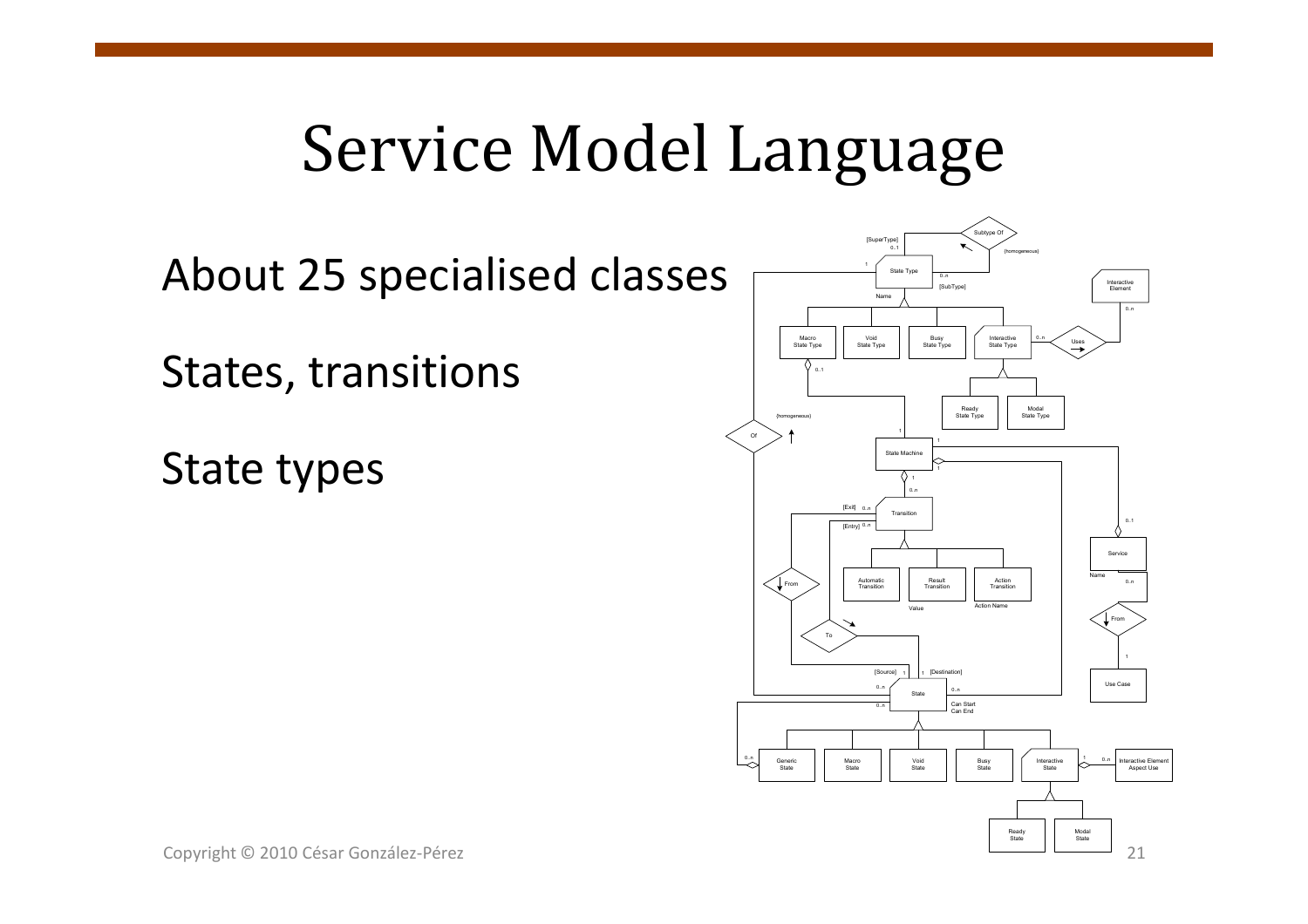# Service Model Language

About 25 specialised classes

States, transitions

State types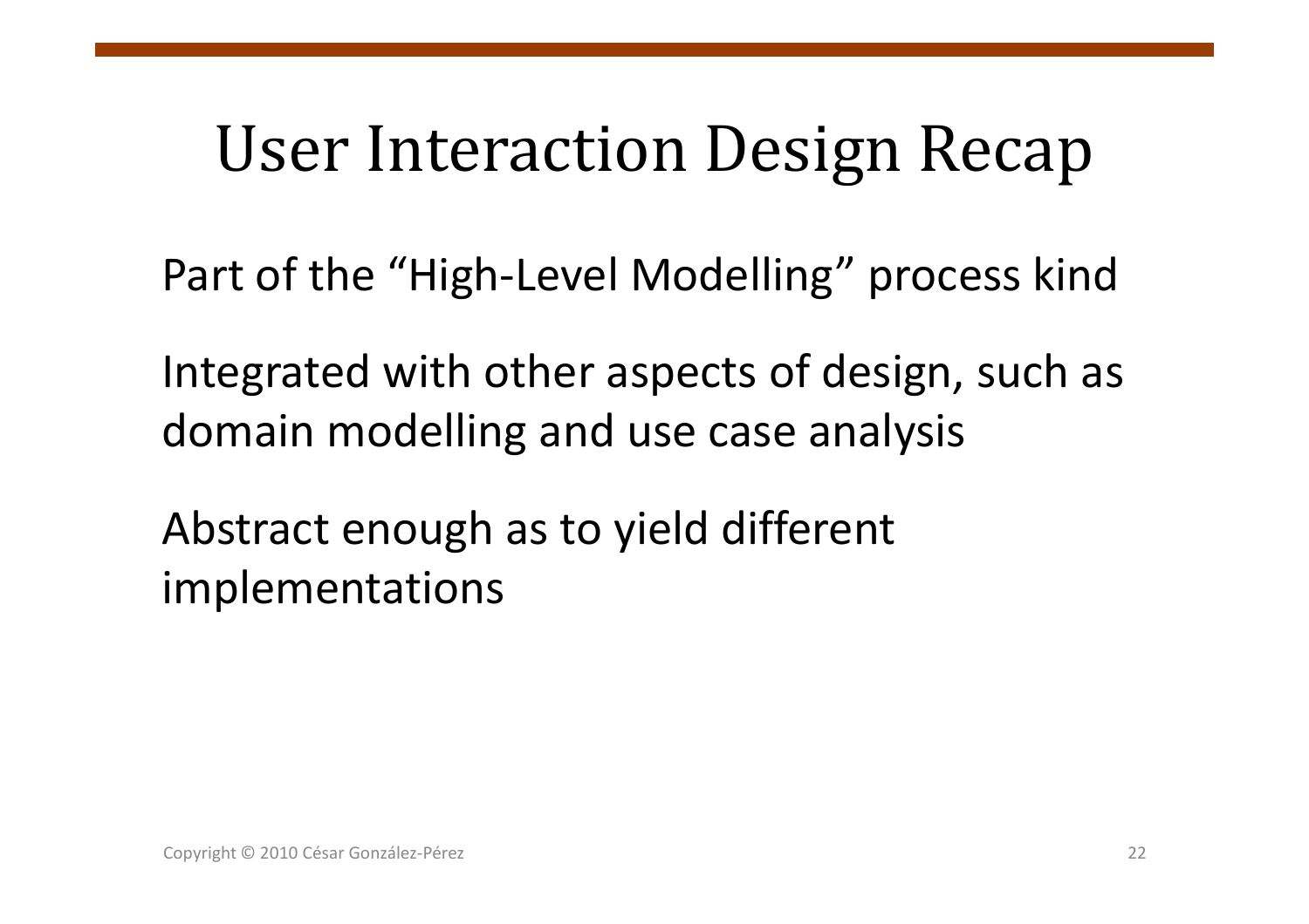# User Interaction Design Recap

Part of the “High-Level Modelling” process kind

Integrated with other aspects of design, such as domain modelling and use case analysis

Abstract enough as to yield different implementations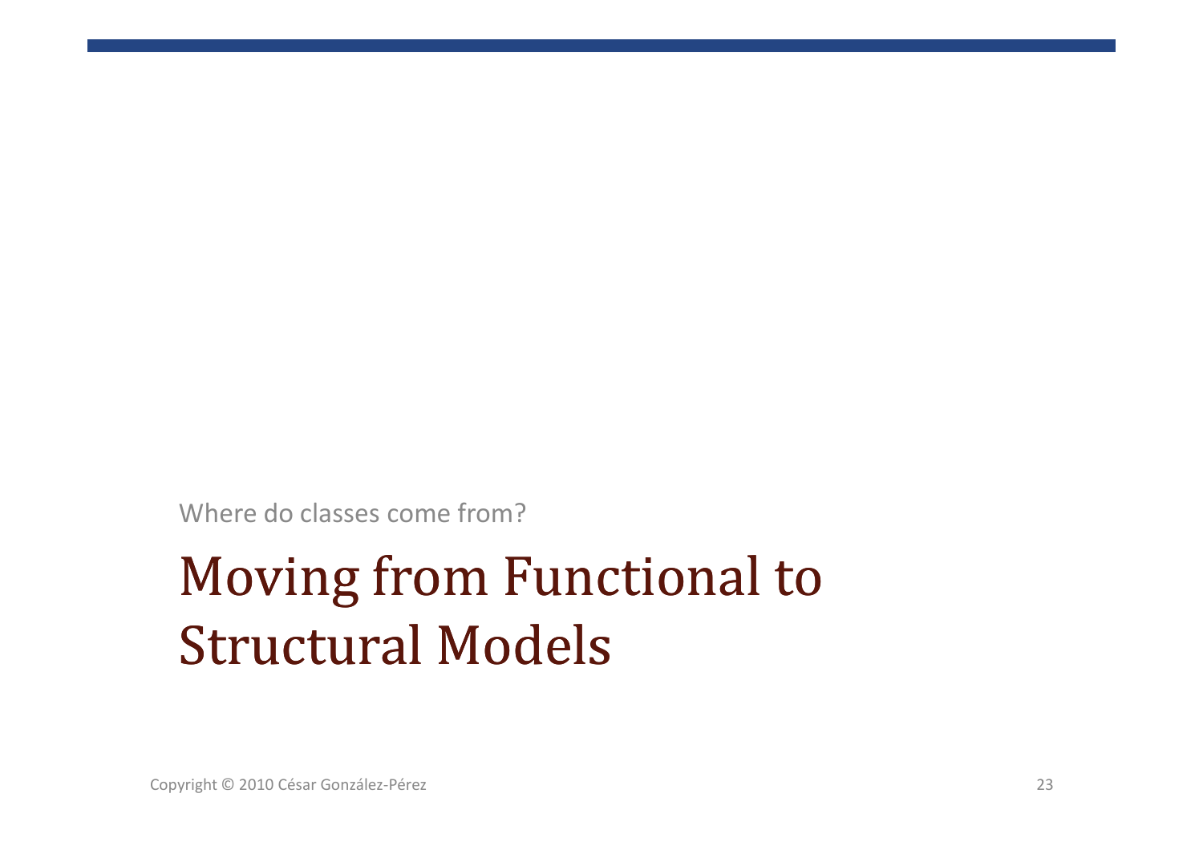Where do classes come from?

# Moving from Functional to Structural Models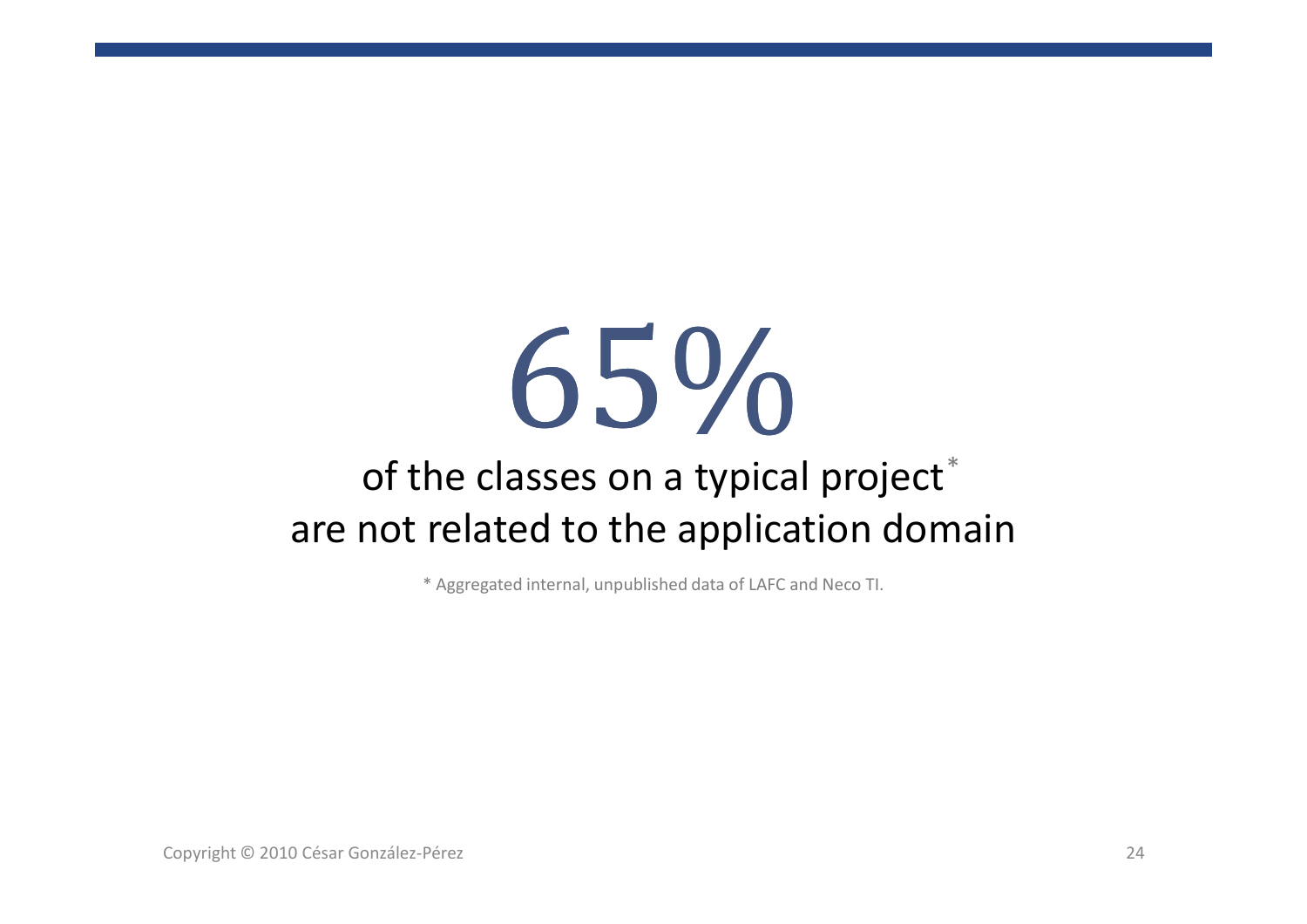# 65%

of the classes on a typical project*
are not related to the application domain

\* Aggregated internal, unpublished data of LAFC and Neco TI.

Copyright © 2010 César González-Pérez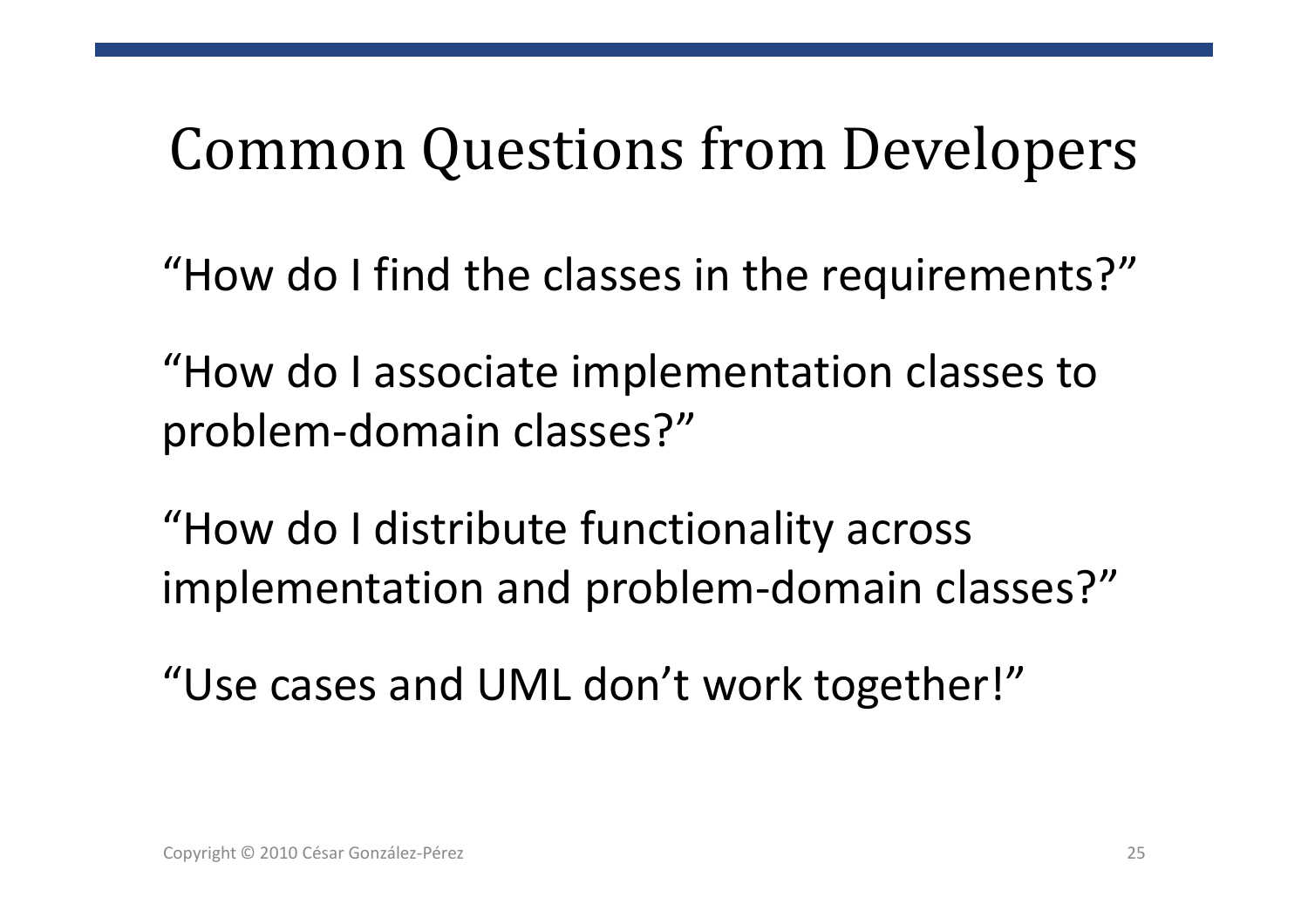# Common Questions from Developers

"How do I find the classes in the requirements?"

"How do I associate implementation classes to problem-domain classes?"

"How do I distribute functionality across implementation and problem-domain classes?"

"Use cases and UML don't work together!"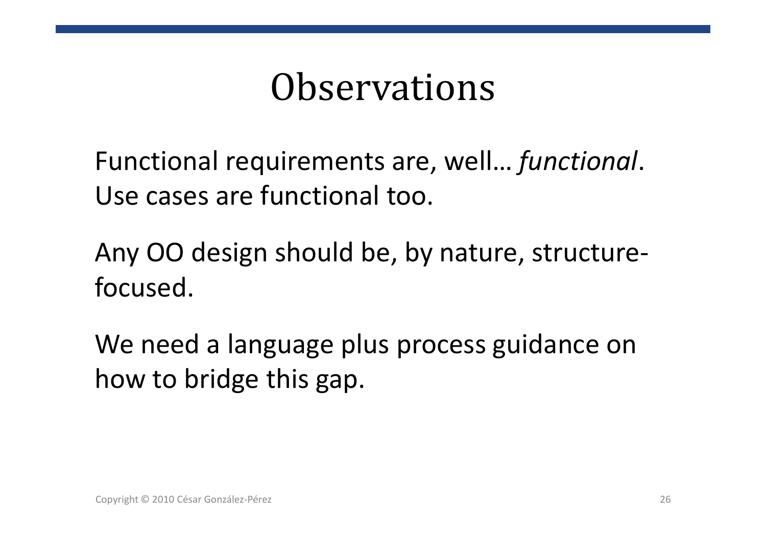# Observations

Functional requirements are, well… *functional*. Use cases are functional too.

Any OO design should be, by nature, structure-focused.

We need a language plus process guidance on how to bridge this gap.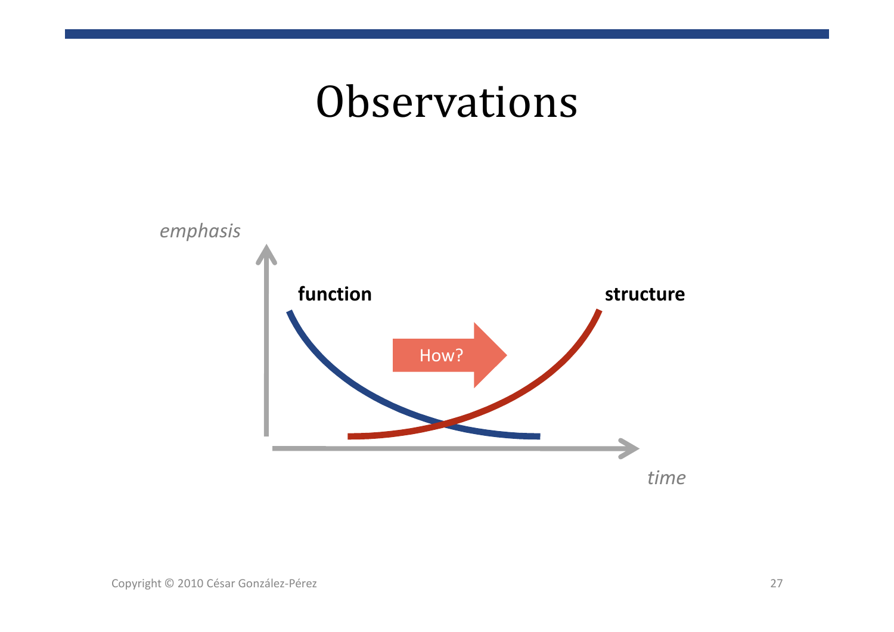# Observations

*emphasis*

**function**

**structure**

How?

*time*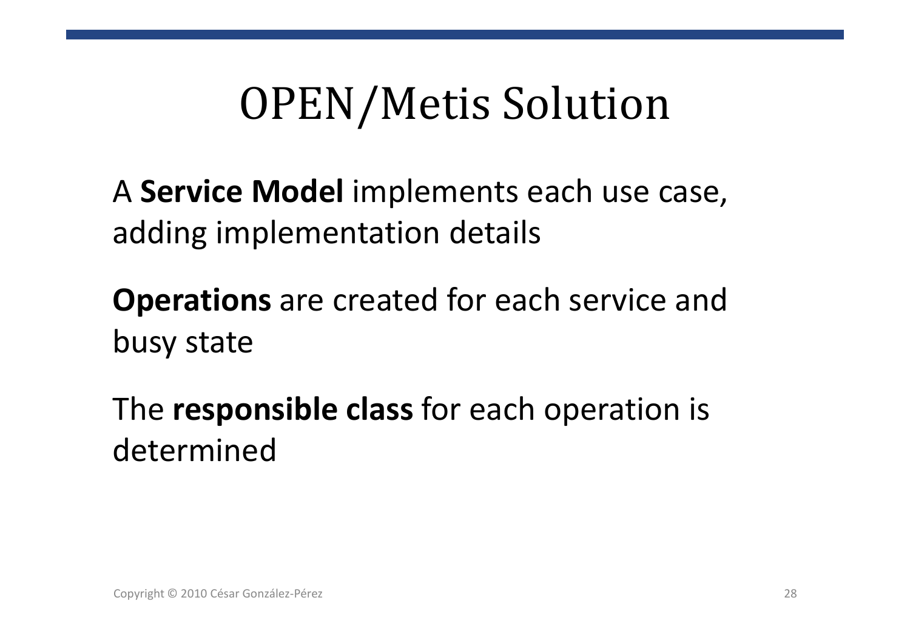# OPEN/Metis Solution

A **Service Model** implements each use case, adding implementation details

**Operations** are created for each service and busy state

The **responsible class** for each operation is determined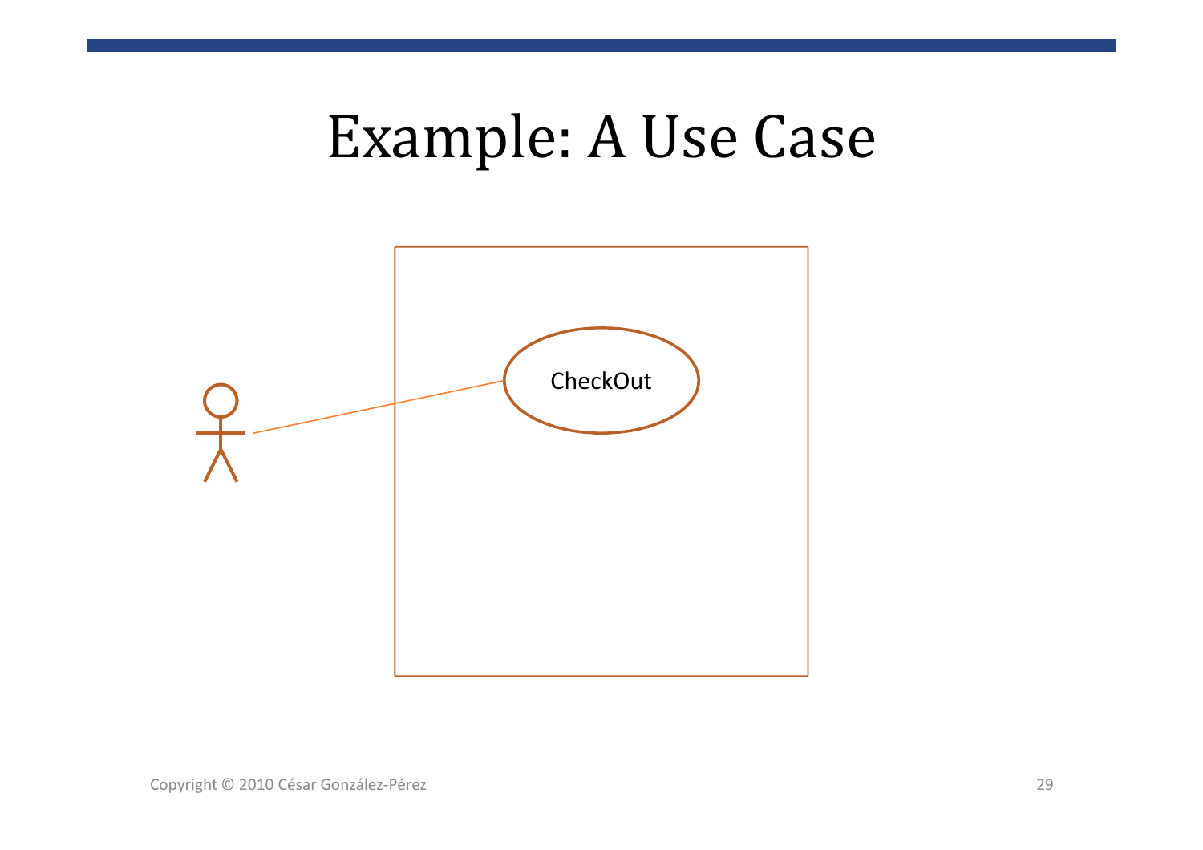# Example: A Use Case

CheckOut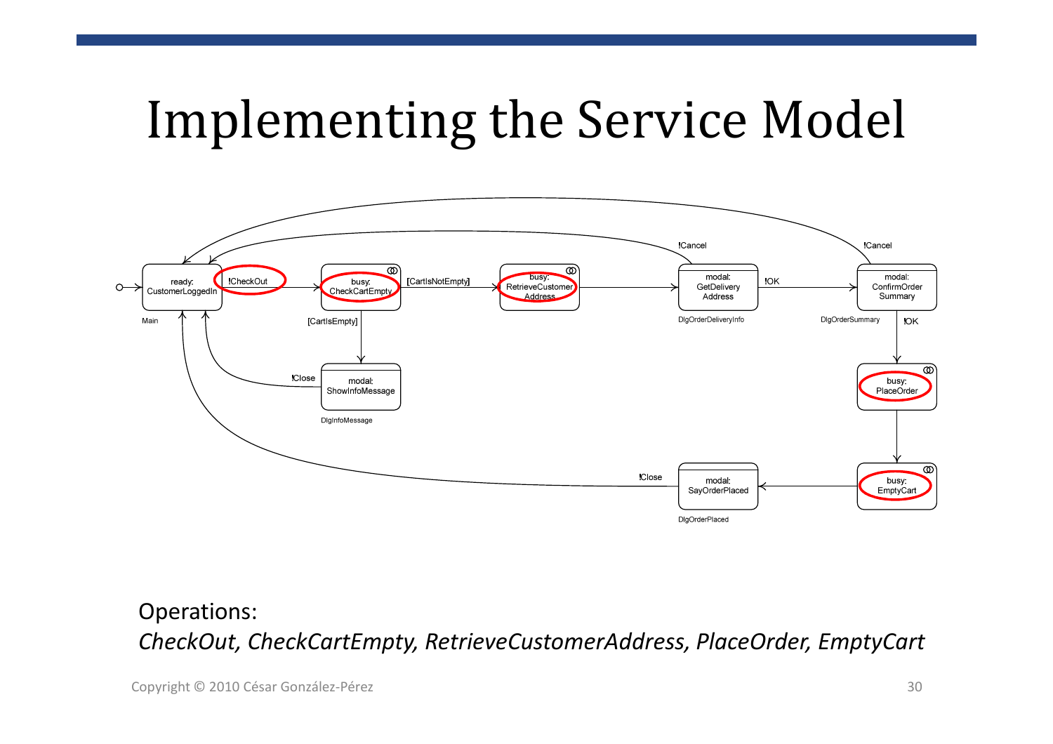# Implementing the Service Model

Operations:

*CheckOut, CheckCartEmpty, RetrieveCustomerAddress, PlaceOrder, EmptyCart*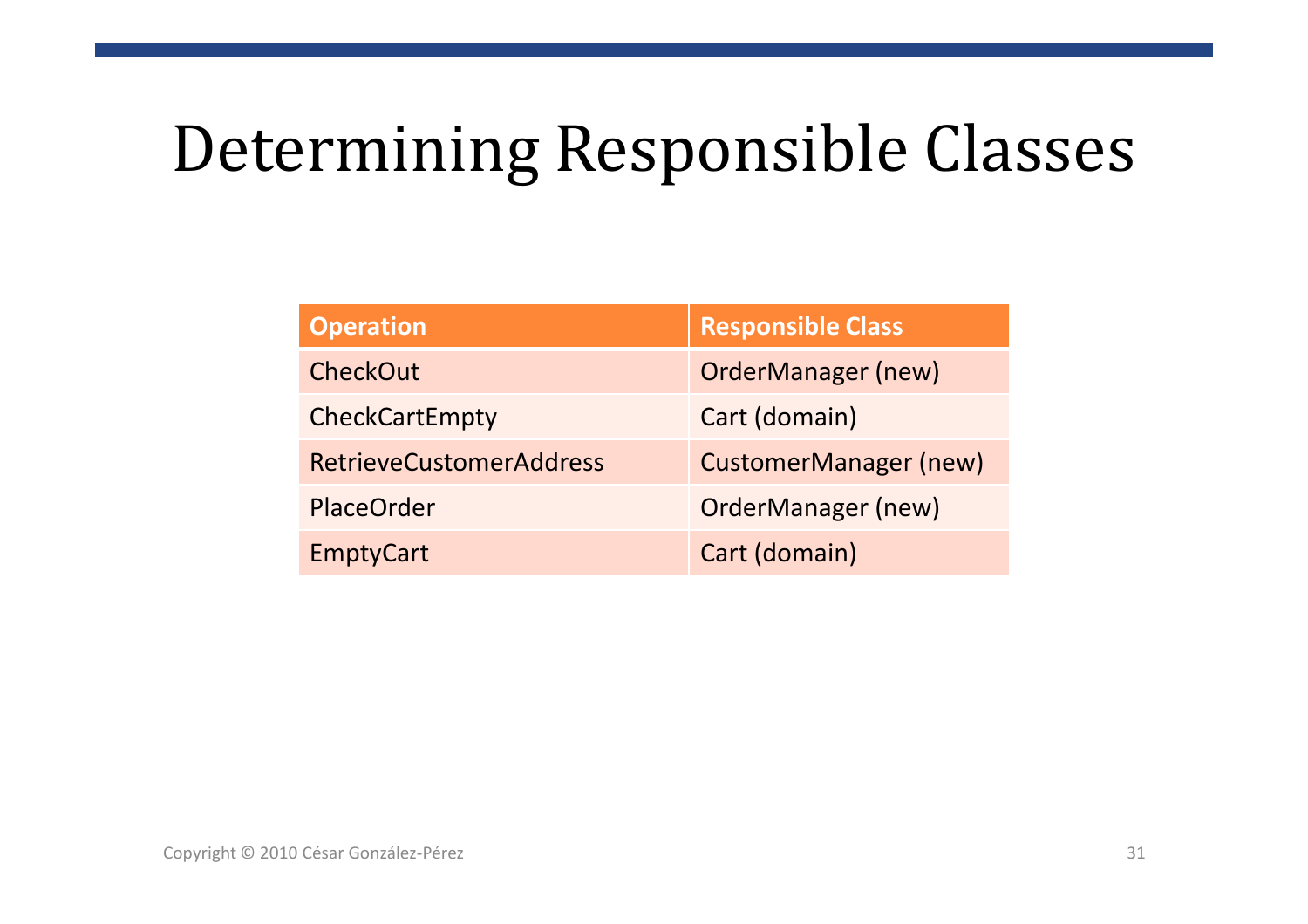# Determining Responsible Classes

| Operation | Responsible Class |
| --- | --- |
| CheckOut | OrderManager (new) |
| CheckCartEmpty | Cart (domain) |
| RetrieveCustomerAddress | CustomerManager (new) |
| PlaceOrder | OrderManager (new) |
| EmptyCart | Cart (domain) |

Copyright © 2010 César González-Pérez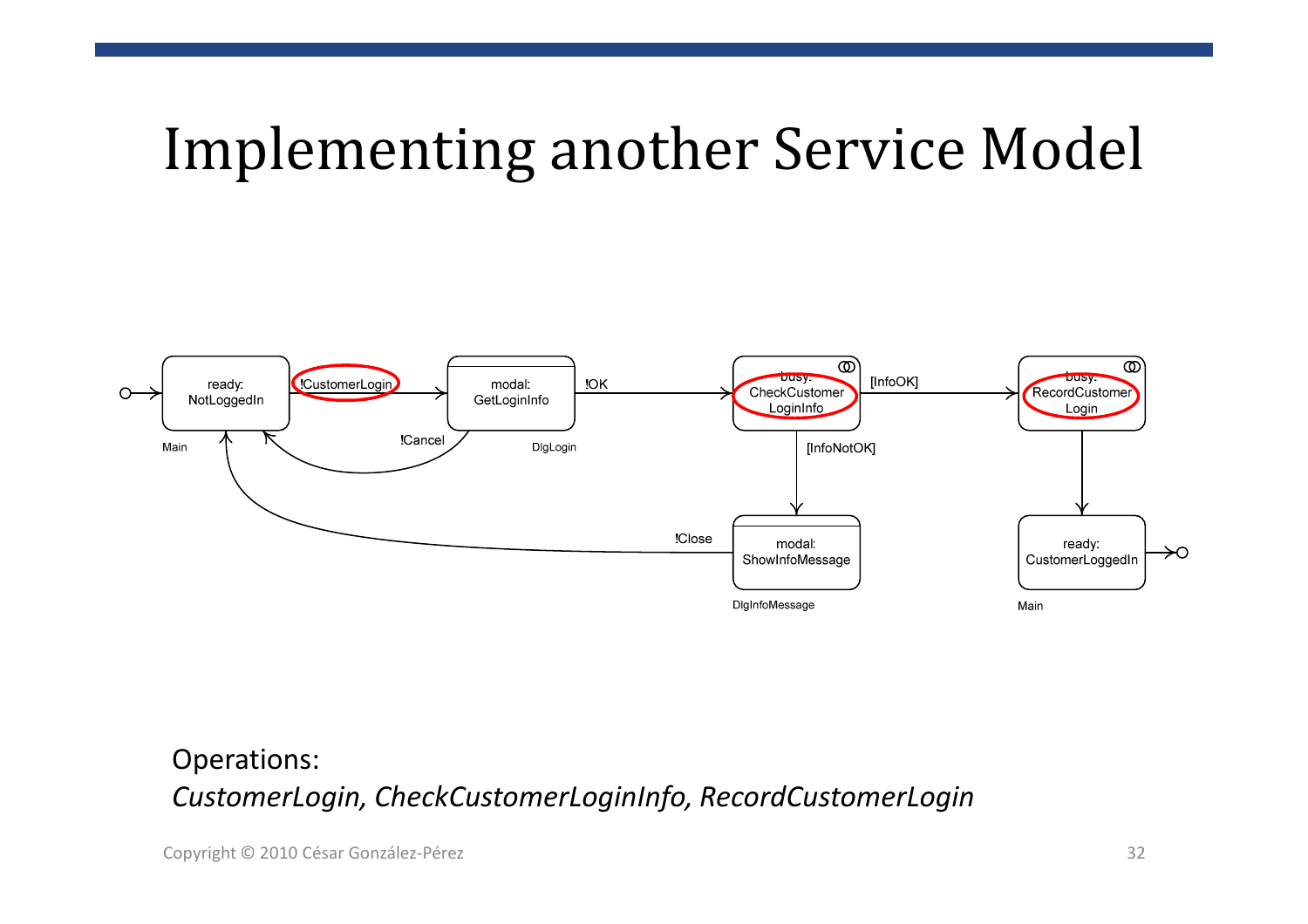# Implementing another Service Model

ready: NotLoggedIn

Main

!CustomerLogin

modal: GetLoginInfo

DlgLogin

!Cancel

!OK

busy: CheckCustomer LoginInfo

[InfoOK]

[InfoNotOK]

busy: RecordCustomer Login

modal: ShowInfoMessage

DlgInfoMessage

!Close

ready: CustomerLoggedIn

Main

Operations:

*CustomerLogin, CheckCustomerLoginInfo, RecordCustomerLogin*

Copyright © 2010 César González-Pérez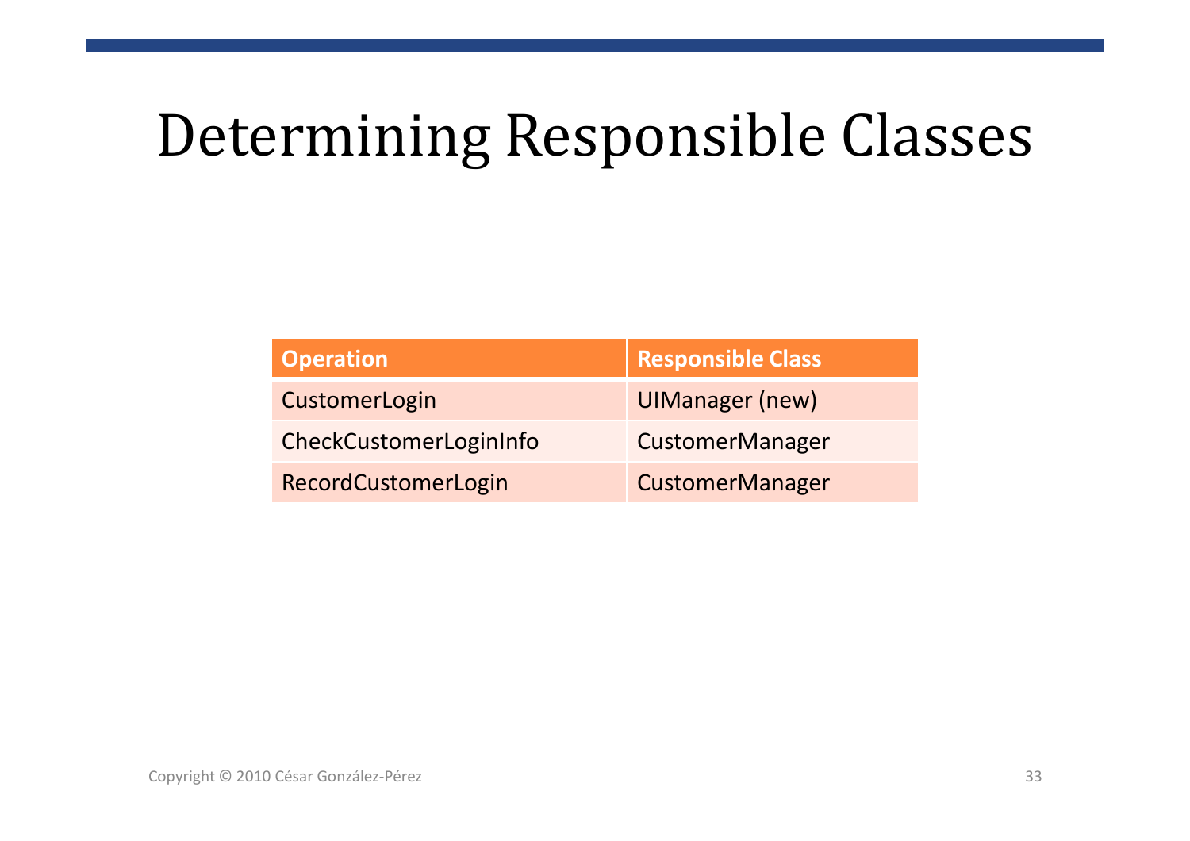# Determining Responsible Classes

| Operation | Responsible Class |
| --- | --- |
| CustomerLogin | UIManager (new) |
| CheckCustomerLoginInfo | CustomerManager |
| RecordCustomerLogin | CustomerManager |

Copyright © 2010 César González-Pérez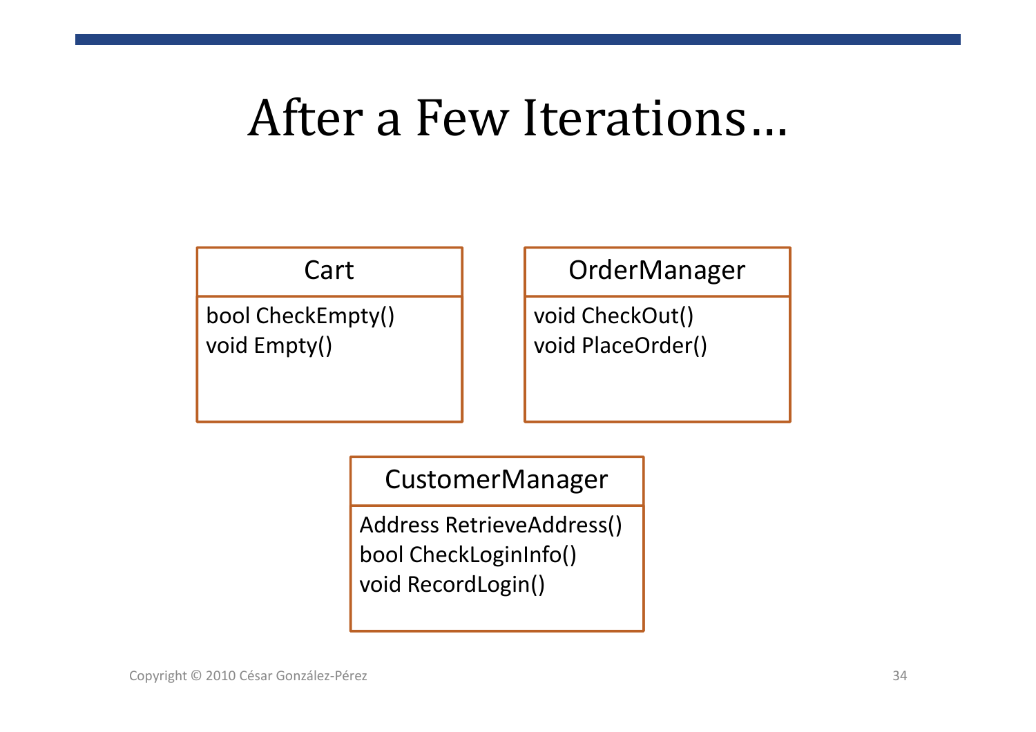# After a Few Iterations…

**Cart**

- bool CheckEmpty()
- void Empty()

**OrderManager**

- void CheckOut()
- void PlaceOrder()

**CustomerManager**

- Address RetrieveAddress()
- bool CheckLoginInfo()
- void RecordLogin()

Copyright © 2010 César González-Pérez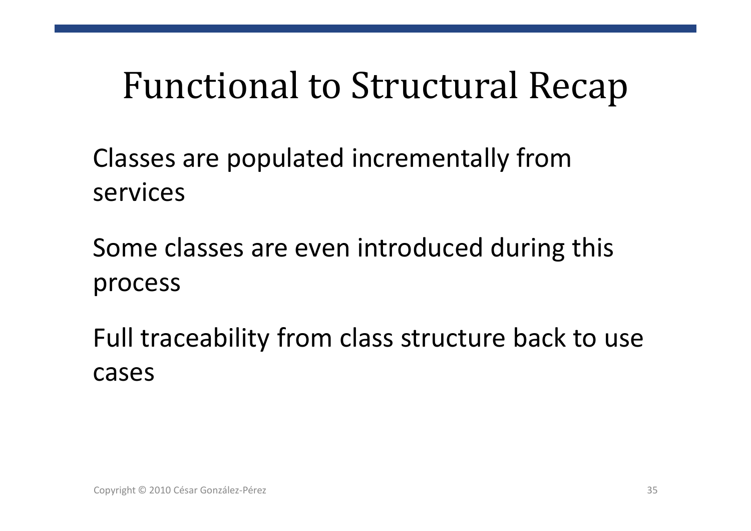# Functional to Structural Recap

Classes are populated incrementally from services

Some classes are even introduced during this process

Full traceability from class structure back to use cases

Copyright © 2010 César González-Pérez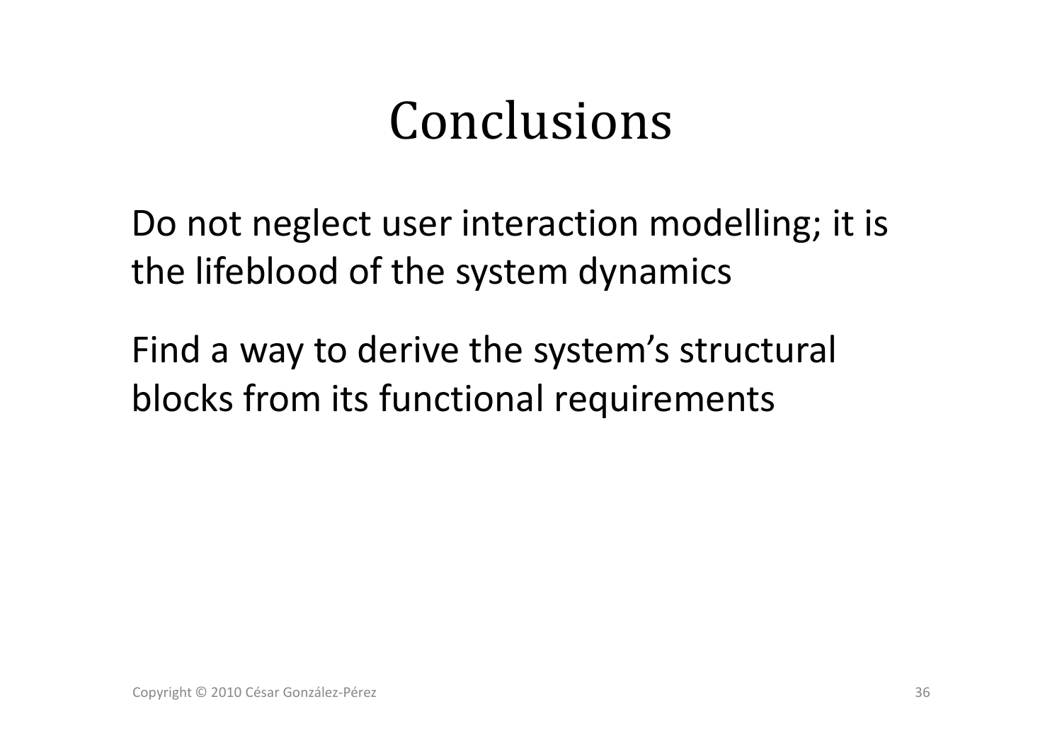# Conclusions

Do not neglect user interaction modelling; it is the lifeblood of the system dynamics

Find a way to derive the system's structural blocks from its functional requirements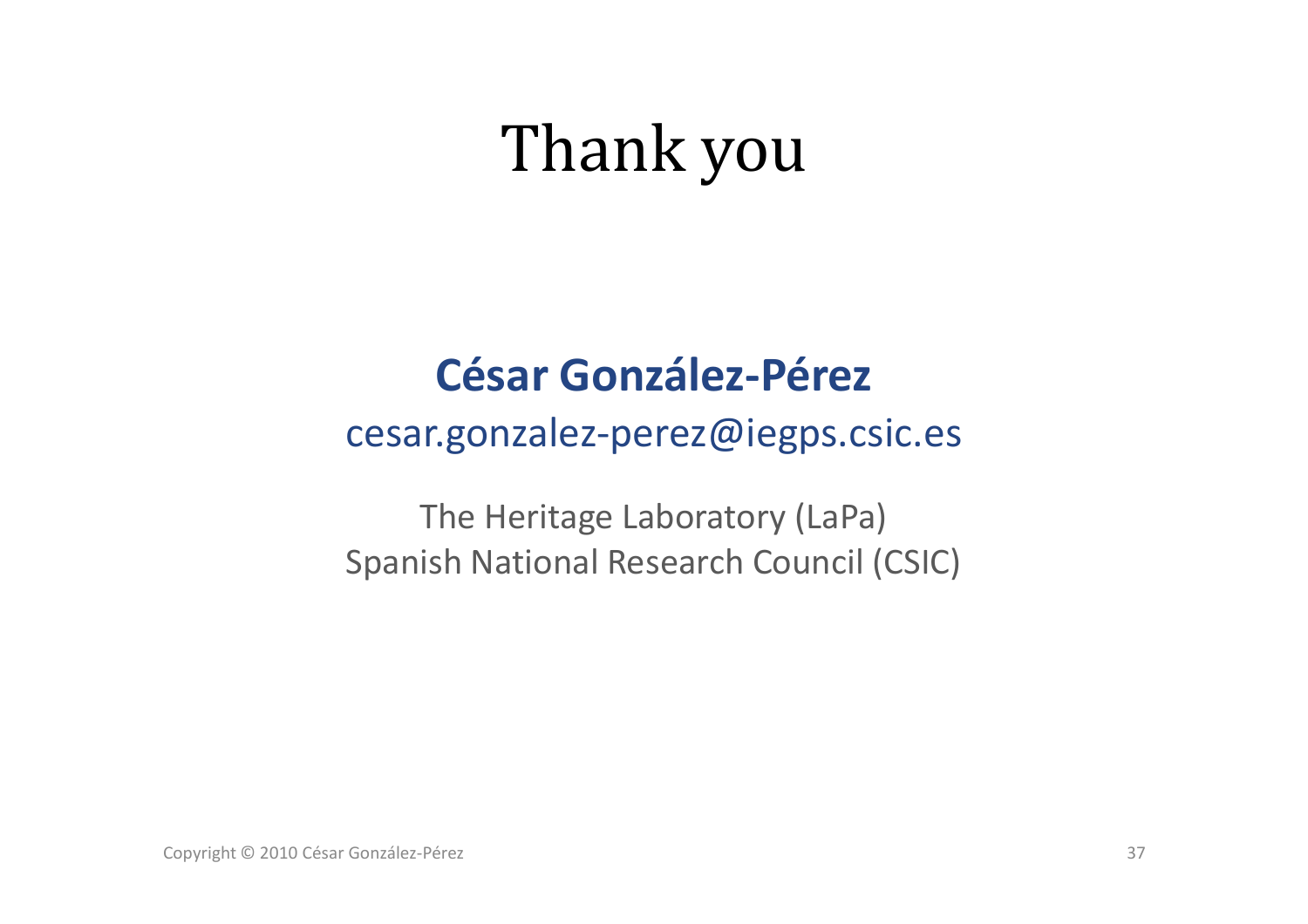# Thank you

**César González-Pérez**

cesar.gonzalez-perez@iegps.csic.es

The Heritage Laboratory (LaPa)
Spanish National Research Council (CSIC)